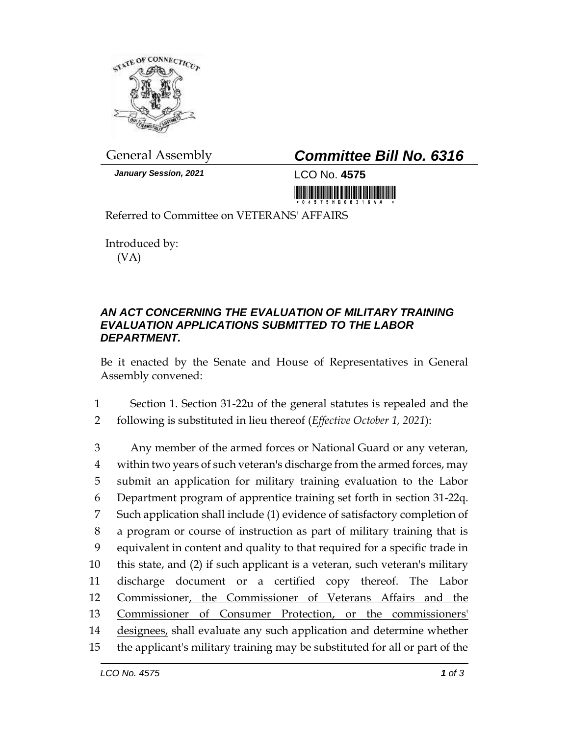General Assembly

***Committee Bill No. 6316***

***January Session, 2021***

LCO No. **4575**

Referred to Committee on VETERANS' AFFAIRS

Introduced by:
(VA)

## *AN ACT CONCERNING THE EVALUATION OF MILITARY TRAINING EVALUATION APPLICATIONS SUBMITTED TO THE LABOR DEPARTMENT.*

Be it enacted by the Senate and House of Representatives in General Assembly convened:

1 Section 1. Section 31-22u of the general statutes is repealed and the
2 following is substituted in lieu thereof (*Effective October 1, 2021*):

3 Any member of the armed forces or National Guard or any veteran,
4 within two years of such veteran's discharge from the armed forces, may
5 submit an application for military training evaluation to the Labor
6 Department program of apprentice training set forth in section 31-22q.
7 Such application shall include (1) evidence of satisfactory completion of
8 a program or course of instruction as part of military training that is
9 equivalent in content and quality to that required for a specific trade in
10 this state, and (2) if such applicant is a veteran, such veteran's military
11 discharge document or a certified copy thereof. The Labor
12 Commissioner<u>, the Commissioner of Veterans Affairs and the</u>
13 <u>Commissioner of Consumer Protection, or the commissioners'</u>
14 <u>designees,</u> shall evaluate any such application and determine whether
15 the applicant's military training may be substituted for all or part of the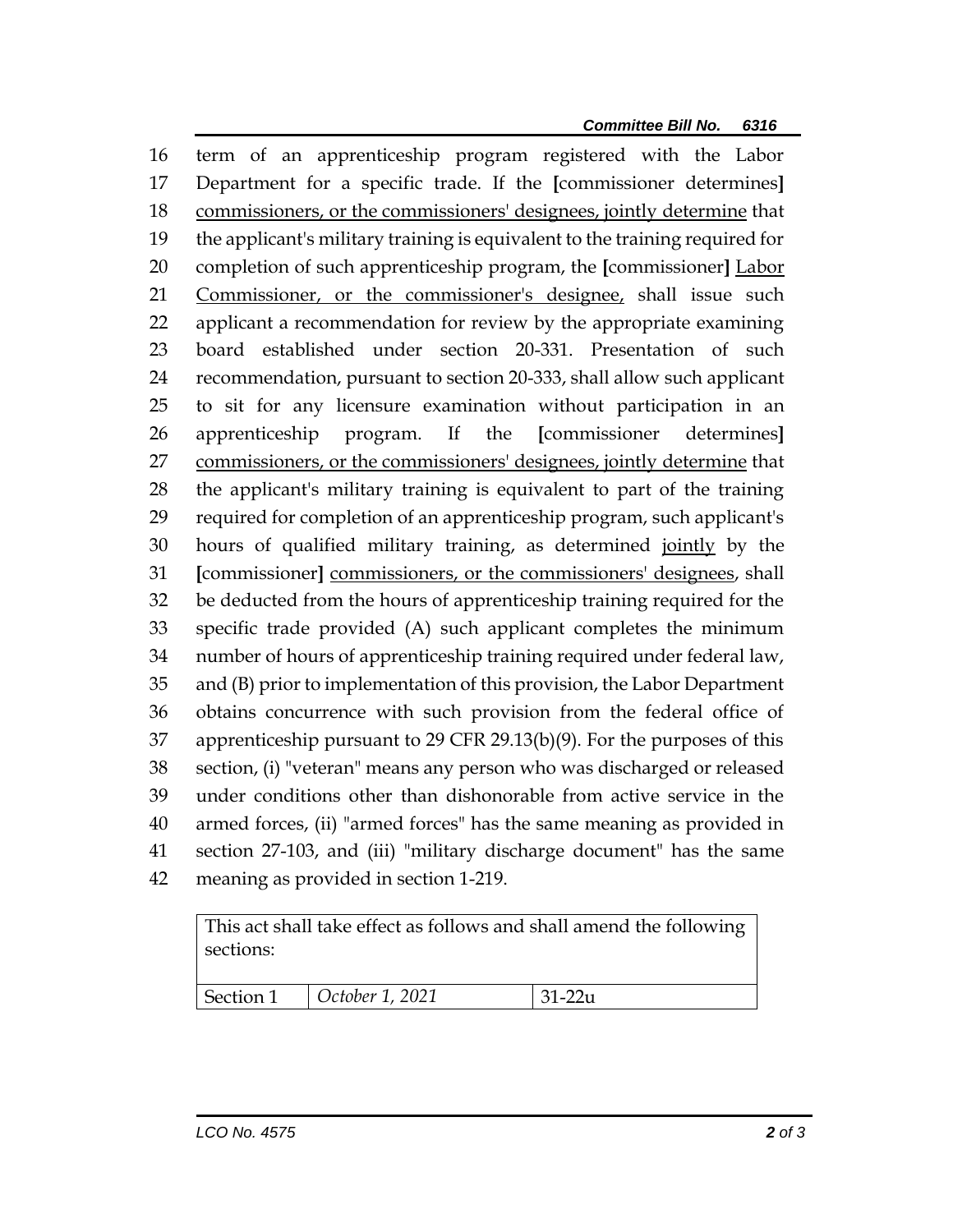term of an apprenticeship program registered with the Labor Department for a specific trade. If the [commissioner determines] <u>commissioners, or the commissioners' designees, jointly determine</u> that the applicant's military training is equivalent to the training required for completion of such apprenticeship program, the [commissioner] <u>Labor Commissioner, or the commissioner's designee,</u> shall issue such applicant a recommendation for review by the appropriate examining board established under section 20-331. Presentation of such recommendation, pursuant to section 20-333, shall allow such applicant to sit for any licensure examination without participation in an apprenticeship program. If the [commissioner determines] <u>commissioners, or the commissioners' designees, jointly determine</u> that the applicant's military training is equivalent to part of the training required for completion of an apprenticeship program, such applicant's hours of qualified military training, as determined <u>jointly</u> by the [commissioner] <u>commissioners, or the commissioners' designees</u>, shall be deducted from the hours of apprenticeship training required for the specific trade provided (A) such applicant completes the minimum number of hours of apprenticeship training required under federal law, and (B) prior to implementation of this provision, the Labor Department obtains concurrence with such provision from the federal office of apprenticeship pursuant to 29 CFR 29.13(b)(9). For the purposes of this section, (i) "veteran" means any person who was discharged or released under conditions other than dishonorable from active service in the armed forces, (ii) "armed forces" has the same meaning as provided in section 27-103, and (iii) "military discharge document" has the same meaning as provided in section 1-219.

| This act shall take effect as follows and shall amend the following sections: | | |
|---|---|---|
| Section 1 | *October 1, 2021* | 31-22u |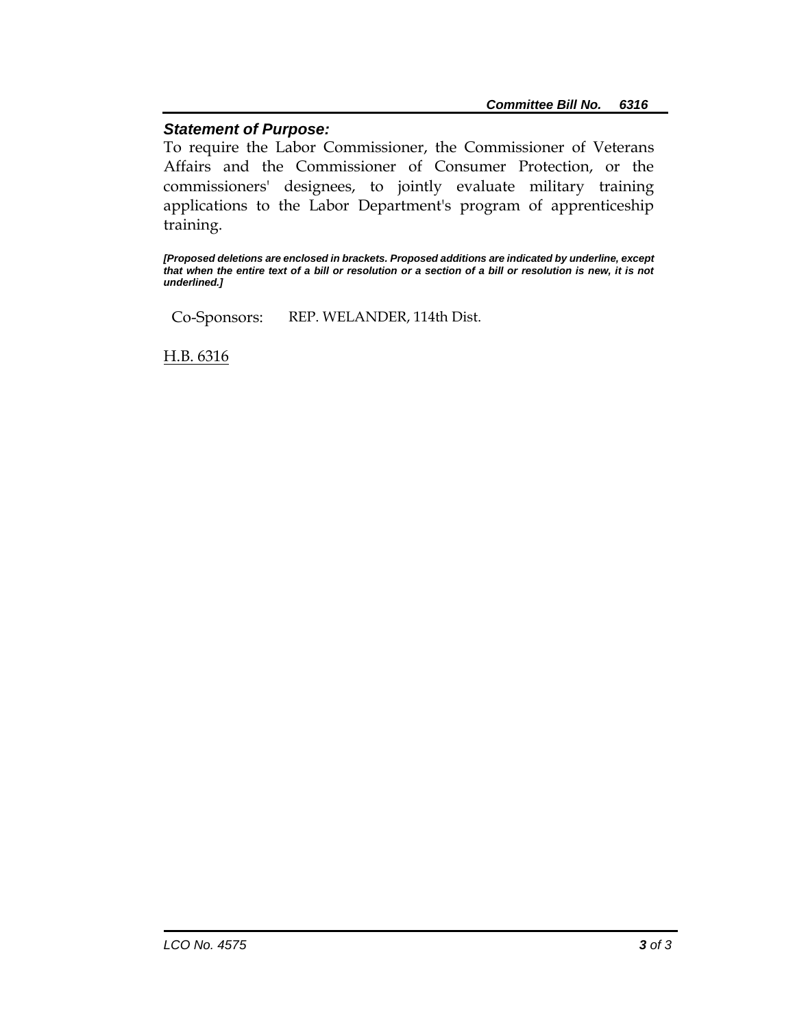### *Statement of Purpose:*

To require the Labor Commissioner, the Commissioner of Veterans Affairs and the Commissioner of Consumer Protection, or the commissioners' designees, to jointly evaluate military training applications to the Labor Department's program of apprenticeship training.

***[Proposed deletions are enclosed in brackets. Proposed additions are indicated by underline, except that when the entire text of a bill or resolution or a section of a bill or resolution is new, it is not underlined.]***

Co-Sponsors: REP. WELANDER, 114th Dist.

H.B. 6316